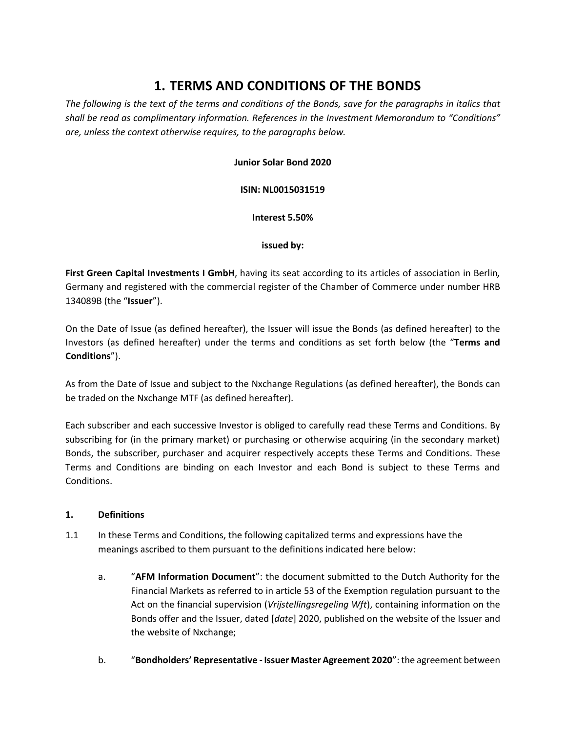# 1. TERMS AND CONDITIONS OF THE BONDS

*The following is the text of the terms and conditions of the Bonds, save for the paragraphs in italics that shall be read as complimentary information. References in the Investment Memorandum to "Conditions" are, unless the context otherwise requires, to the paragraphs below.*

**Junior Solar Bond 2020**

**ISIN: NL0015031519**

**Interest 5.50%**

**issued by:**

**First Green Capital Investments I GmbH**, having its seat according to its articles of association in Berlin*,* Germany and registered with the commercial register of the Chamber of Commerce under number HRB 134089B (the "**Issuer**").

On the Date of Issue (as defined hereafter), the Issuer will issue the Bonds (as defined hereafter) to the Investors (as defined hereafter) under the terms and conditions as set forth below (the "**Terms and Conditions**").

As from the Date of Issue and subject to the Nxchange Regulations (as defined hereafter), the Bonds can be traded on the Nxchange MTF (as defined hereafter).

Each subscriber and each successive Investor is obliged to carefully read these Terms and Conditions. By subscribing for (in the primary market) or purchasing or otherwise acquiring (in the secondary market) Bonds, the subscriber, purchaser and acquirer respectively accepts these Terms and Conditions. These Terms and Conditions are binding on each Investor and each Bond is subject to these Terms and Conditions.

## 1. Definitions

1.1 In these Terms and Conditions, the following capitalized terms and expressions have the meanings ascribed to them pursuant to the definitions indicated here below:

a. "**AFM Information Document**": the document submitted to the Dutch Authority for the Financial Markets as referred to in article 53 of the Exemption regulation pursuant to the Act on the financial supervision (*Vrijstellingsregeling Wft*), containing information on the Bonds offer and the Issuer, dated [*date*] 2020, published on the website of the Issuer and the website of Nxchange;

b. "**Bondholders' Representative - Issuer Master Agreement 2020**": the agreement between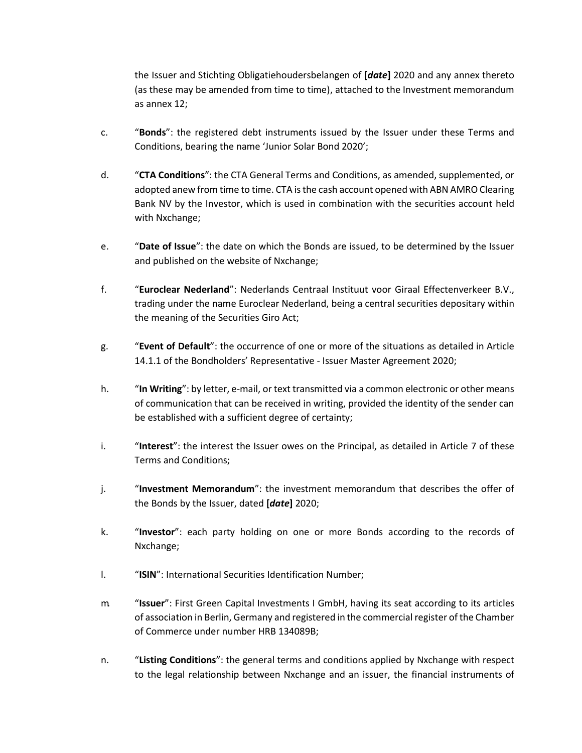the Issuer and Stichting Obligatiehoudersbelangen of **[*date*]** 2020 and any annex thereto (as these may be amended from time to time), attached to the Investment memorandum as annex 12;

c. “**Bonds**”: the registered debt instruments issued by the Issuer under these Terms and Conditions, bearing the name ‘Junior Solar Bond 2020’;

d. “**CTA Conditions**”: the CTA General Terms and Conditions, as amended, supplemented, or adopted anew from time to time. CTA is the cash account opened with ABN AMRO Clearing Bank NV by the Investor, which is used in combination with the securities account held with Nxchange;

e. “**Date of Issue**”: the date on which the Bonds are issued, to be determined by the Issuer and published on the website of Nxchange;

f. “**Euroclear Nederland**”: Nederlands Centraal Instituut voor Giraal Effectenverkeer B.V., trading under the name Euroclear Nederland, being a central securities depositary within the meaning of the Securities Giro Act;

g. “**Event of Default**”: the occurrence of one or more of the situations as detailed in Article 14.1.1 of the Bondholders’ Representative - Issuer Master Agreement 2020;

h. “**In Writing**”: by letter, e-mail, or text transmitted via a common electronic or other means of communication that can be received in writing, provided the identity of the sender can be established with a sufficient degree of certainty;

i. “**Interest**”: the interest the Issuer owes on the Principal, as detailed in Article 7 of these Terms and Conditions;

j. “**Investment Memorandum**”: the investment memorandum that describes the offer of the Bonds by the Issuer, dated **[*date*]** 2020;

k. “**Investor**”: each party holding on one or more Bonds according to the records of Nxchange;

l. “**ISIN**”: International Securities Identification Number;

m. “**Issuer**”: First Green Capital Investments I GmbH, having its seat according to its articles of association in Berlin, Germany and registered in the commercial register of the Chamber of Commerce under number HRB 134089B;

n. “**Listing Conditions**”: the general terms and conditions applied by Nxchange with respect to the legal relationship between Nxchange and an issuer, the financial instruments of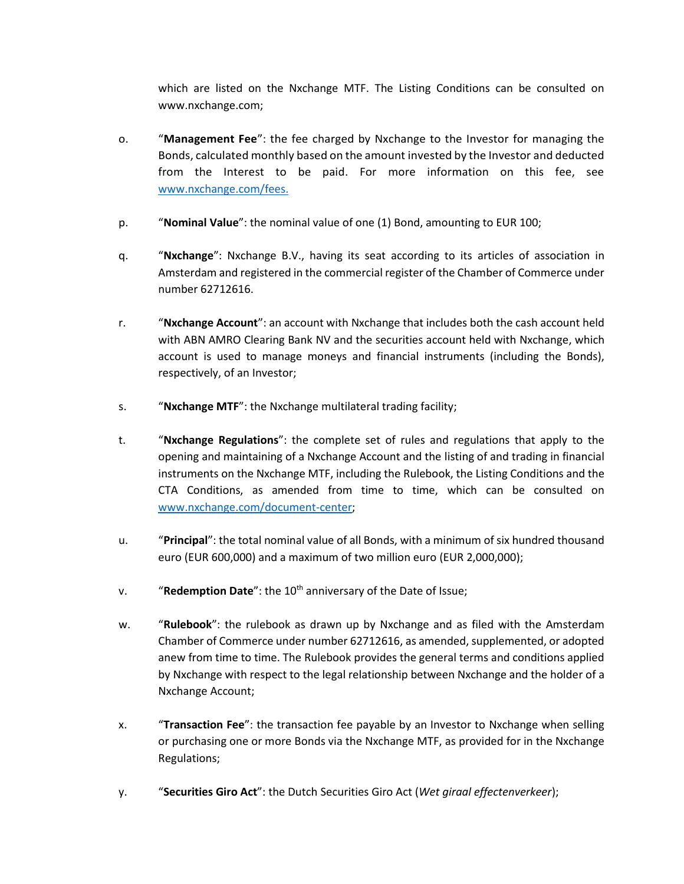which are listed on the Nxchange MTF. The Listing Conditions can be consulted on www.nxchange.com;

o. “**Management Fee**”: the fee charged by Nxchange to the Investor for managing the Bonds, calculated monthly based on the amount invested by the Investor and deducted from the Interest to be paid. For more information on this fee, see www.nxchange.com/fees.

p. “**Nominal Value**”: the nominal value of one (1) Bond, amounting to EUR 100;

q. “**Nxchange**”: Nxchange B.V., having its seat according to its articles of association in Amsterdam and registered in the commercial register of the Chamber of Commerce under number 62712616.

r. “**Nxchange Account**”: an account with Nxchange that includes both the cash account held with ABN AMRO Clearing Bank NV and the securities account held with Nxchange, which account is used to manage moneys and financial instruments (including the Bonds), respectively, of an Investor;

s. “**Nxchange MTF**”: the Nxchange multilateral trading facility;

t. “**Nxchange Regulations**”: the complete set of rules and regulations that apply to the opening and maintaining of a Nxchange Account and the listing of and trading in financial instruments on the Nxchange MTF, including the Rulebook, the Listing Conditions and the CTA Conditions, as amended from time to time, which can be consulted on www.nxchange.com/document-center;

u. “**Principal**”: the total nominal value of all Bonds, with a minimum of six hundred thousand euro (EUR 600,000) and a maximum of two million euro (EUR 2,000,000);

v. “**Redemption Date**”: the 10th anniversary of the Date of Issue;

w. “**Rulebook**”: the rulebook as drawn up by Nxchange and as filed with the Amsterdam Chamber of Commerce under number 62712616, as amended, supplemented, or adopted anew from time to time. The Rulebook provides the general terms and conditions applied by Nxchange with respect to the legal relationship between Nxchange and the holder of a Nxchange Account;

x. “**Transaction Fee**”: the transaction fee payable by an Investor to Nxchange when selling or purchasing one or more Bonds via the Nxchange MTF, as provided for in the Nxchange Regulations;

y. “**Securities Giro Act**”: the Dutch Securities Giro Act (*Wet giraal effectenverkeer*);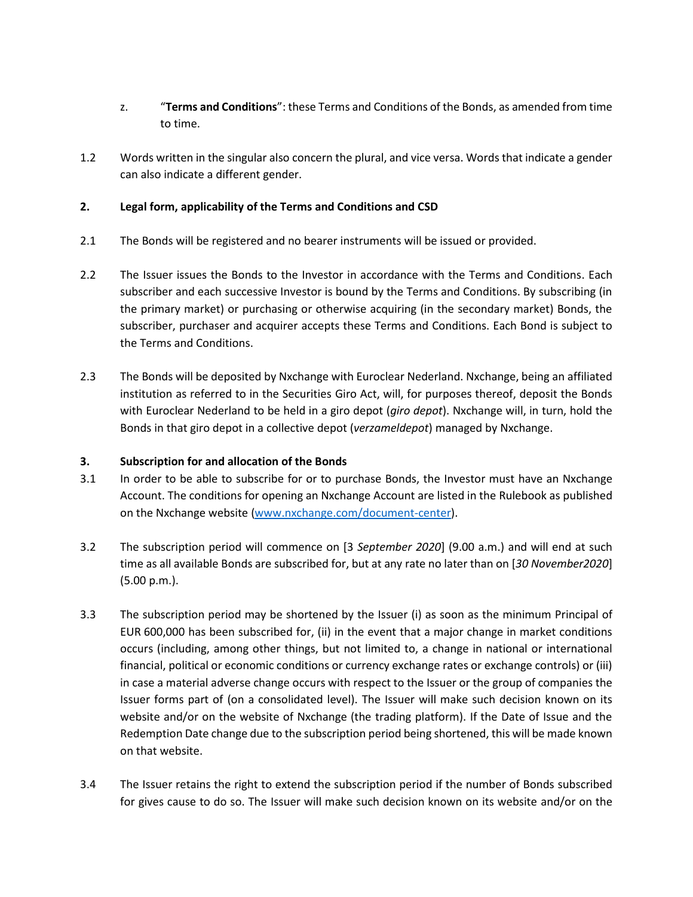z. "**Terms and Conditions**": these Terms and Conditions of the Bonds, as amended from time to time.

1.2 Words written in the singular also concern the plural, and vice versa. Words that indicate a gender can also indicate a different gender.

## 2. Legal form, applicability of the Terms and Conditions and CSD

2.1 The Bonds will be registered and no bearer instruments will be issued or provided.

2.2 The Issuer issues the Bonds to the Investor in accordance with the Terms and Conditions. Each subscriber and each successive Investor is bound by the Terms and Conditions. By subscribing (in the primary market) or purchasing or otherwise acquiring (in the secondary market) Bonds, the subscriber, purchaser and acquirer accepts these Terms and Conditions. Each Bond is subject to the Terms and Conditions.

2.3 The Bonds will be deposited by Nxchange with Euroclear Nederland. Nxchange, being an affiliated institution as referred to in the Securities Giro Act, will, for purposes thereof, deposit the Bonds with Euroclear Nederland to be held in a giro depot (*giro depot*). Nxchange will, in turn, hold the Bonds in that giro depot in a collective depot (*verzameldepot*) managed by Nxchange.

## 3. Subscription for and allocation of the Bonds

3.1 In order to be able to subscribe for or to purchase Bonds, the Investor must have an Nxchange Account. The conditions for opening an Nxchange Account are listed in the Rulebook as published on the Nxchange website (www.nxchange.com/document-center).

3.2 The subscription period will commence on [3 *September 2020*] (9.00 a.m.) and will end at such time as all available Bonds are subscribed for, but at any rate no later than on [*30 November2020*] (5.00 p.m.).

3.3 The subscription period may be shortened by the Issuer (i) as soon as the minimum Principal of EUR 600,000 has been subscribed for, (ii) in the event that a major change in market conditions occurs (including, among other things, but not limited to, a change in national or international financial, political or economic conditions or currency exchange rates or exchange controls) or (iii) in case a material adverse change occurs with respect to the Issuer or the group of companies the Issuer forms part of (on a consolidated level). The Issuer will make such decision known on its website and/or on the website of Nxchange (the trading platform). If the Date of Issue and the Redemption Date change due to the subscription period being shortened, this will be made known on that website.

3.4 The Issuer retains the right to extend the subscription period if the number of Bonds subscribed for gives cause to do so. The Issuer will make such decision known on its website and/or on the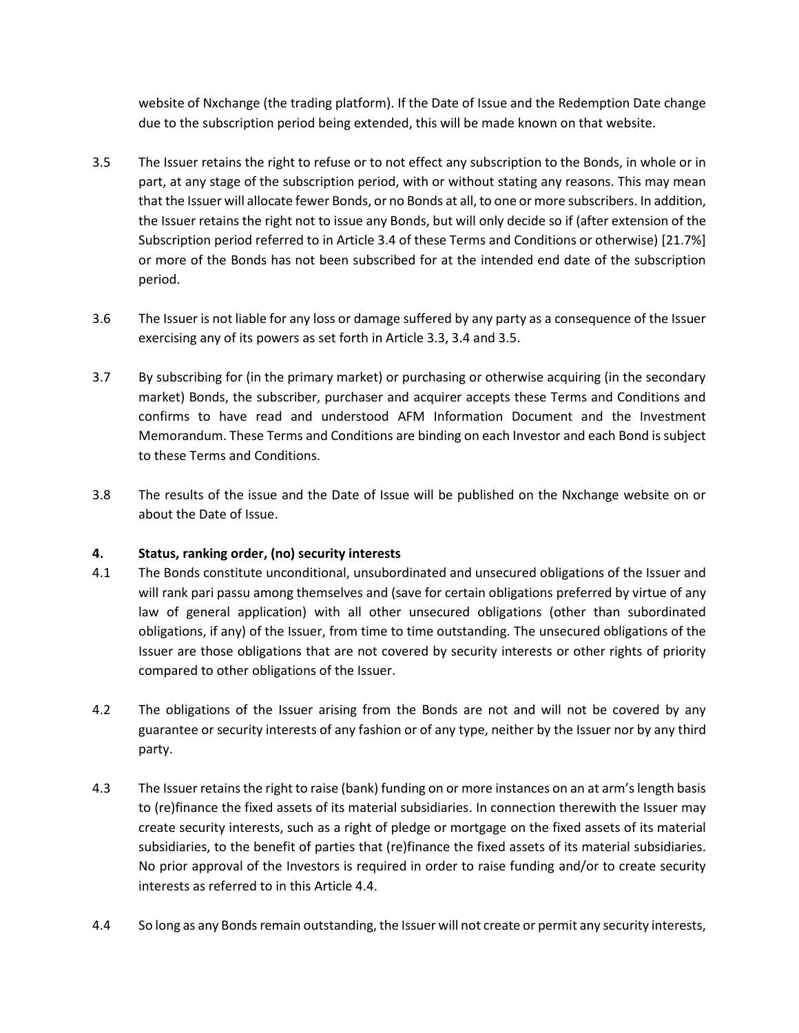website of Nxchange (the trading platform). If the Date of Issue and the Redemption Date change due to the subscription period being extended, this will be made known on that website.

3.5 The Issuer retains the right to refuse or to not effect any subscription to the Bonds, in whole or in part, at any stage of the subscription period, with or without stating any reasons. This may mean that the Issuer will allocate fewer Bonds, or no Bonds at all, to one or more subscribers. In addition, the Issuer retains the right not to issue any Bonds, but will only decide so if (after extension of the Subscription period referred to in Article 3.4 of these Terms and Conditions or otherwise) [21.7%] or more of the Bonds has not been subscribed for at the intended end date of the subscription period.

3.6 The Issuer is not liable for any loss or damage suffered by any party as a consequence of the Issuer exercising any of its powers as set forth in Article 3.3, 3.4 and 3.5.

3.7 By subscribing for (in the primary market) or purchasing or otherwise acquiring (in the secondary market) Bonds, the subscriber, purchaser and acquirer accepts these Terms and Conditions and confirms to have read and understood AFM Information Document and the Investment Memorandum. These Terms and Conditions are binding on each Investor and each Bond is subject to these Terms and Conditions.

3.8 The results of the issue and the Date of Issue will be published on the Nxchange website on or about the Date of Issue.

**4. Status, ranking order, (no) security interests**

4.1 The Bonds constitute unconditional, unsubordinated and unsecured obligations of the Issuer and will rank pari passu among themselves and (save for certain obligations preferred by virtue of any law of general application) with all other unsecured obligations (other than subordinated obligations, if any) of the Issuer, from time to time outstanding. The unsecured obligations of the Issuer are those obligations that are not covered by security interests or other rights of priority compared to other obligations of the Issuer.

4.2 The obligations of the Issuer arising from the Bonds are not and will not be covered by any guarantee or security interests of any fashion or of any type, neither by the Issuer nor by any third party.

4.3 The Issuer retains the right to raise (bank) funding on or more instances on an at arm's length basis to (re)finance the fixed assets of its material subsidiaries. In connection therewith the Issuer may create security interests, such as a right of pledge or mortgage on the fixed assets of its material subsidiaries, to the benefit of parties that (re)finance the fixed assets of its material subsidiaries. No prior approval of the Investors is required in order to raise funding and/or to create security interests as referred to in this Article 4.4.

4.4 So long as any Bonds remain outstanding, the Issuer will not create or permit any security interests,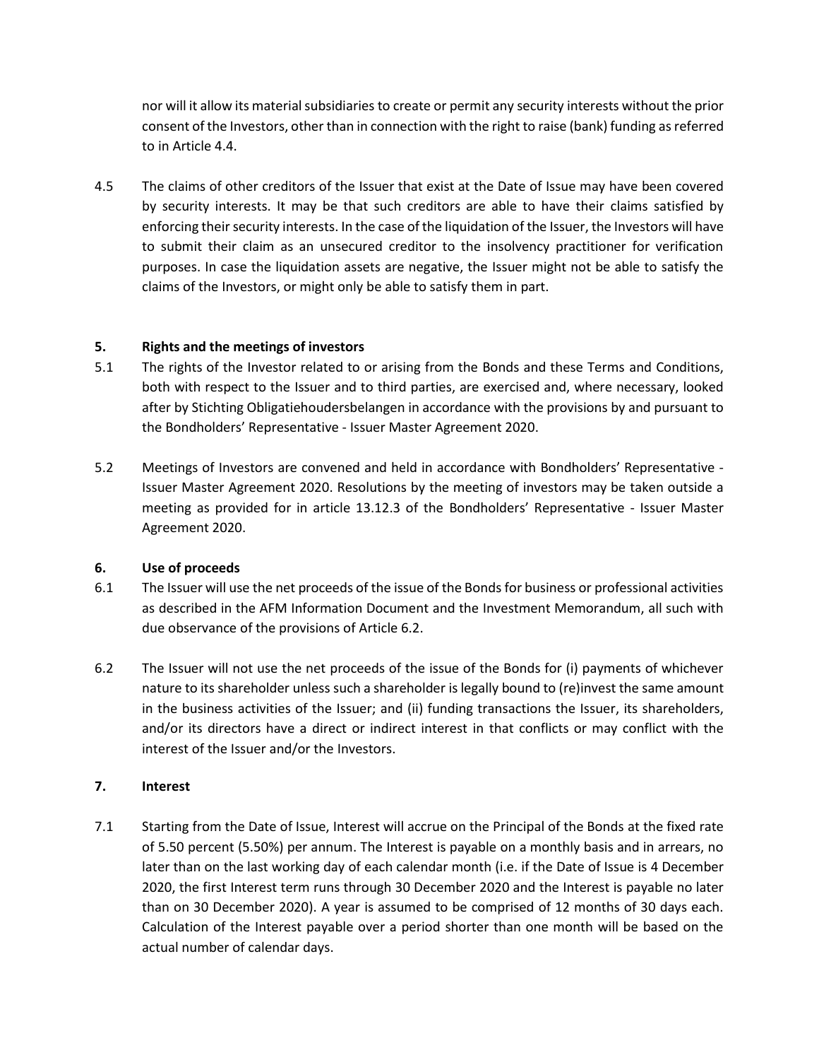nor will it allow its material subsidiaries to create or permit any security interests without the prior consent of the Investors, other than in connection with the right to raise (bank) funding as referred to in Article 4.4.

4.5 The claims of other creditors of the Issuer that exist at the Date of Issue may have been covered by security interests. It may be that such creditors are able to have their claims satisfied by enforcing their security interests. In the case of the liquidation of the Issuer, the Investors will have to submit their claim as an unsecured creditor to the insolvency practitioner for verification purposes. In case the liquidation assets are negative, the Issuer might not be able to satisfy the claims of the Investors, or might only be able to satisfy them in part.

## 5. Rights and the meetings of investors

5.1 The rights of the Investor related to or arising from the Bonds and these Terms and Conditions, both with respect to the Issuer and to third parties, are exercised and, where necessary, looked after by Stichting Obligatiehoudersbelangen in accordance with the provisions by and pursuant to the Bondholders' Representative - Issuer Master Agreement 2020.

5.2 Meetings of Investors are convened and held in accordance with Bondholders' Representative - Issuer Master Agreement 2020. Resolutions by the meeting of investors may be taken outside a meeting as provided for in article 13.12.3 of the Bondholders' Representative - Issuer Master Agreement 2020.

## 6. Use of proceeds

6.1 The Issuer will use the net proceeds of the issue of the Bonds for business or professional activities as described in the AFM Information Document and the Investment Memorandum, all such with due observance of the provisions of Article 6.2.

6.2 The Issuer will not use the net proceeds of the issue of the Bonds for (i) payments of whichever nature to its shareholder unless such a shareholder is legally bound to (re)invest the same amount in the business activities of the Issuer; and (ii) funding transactions the Issuer, its shareholders, and/or its directors have a direct or indirect interest in that conflicts or may conflict with the interest of the Issuer and/or the Investors.

## 7. Interest

7.1 Starting from the Date of Issue, Interest will accrue on the Principal of the Bonds at the fixed rate of 5.50 percent (5.50%) per annum. The Interest is payable on a monthly basis and in arrears, no later than on the last working day of each calendar month (i.e. if the Date of Issue is 4 December 2020, the first Interest term runs through 30 December 2020 and the Interest is payable no later than on 30 December 2020). A year is assumed to be comprised of 12 months of 30 days each. Calculation of the Interest payable over a period shorter than one month will be based on the actual number of calendar days.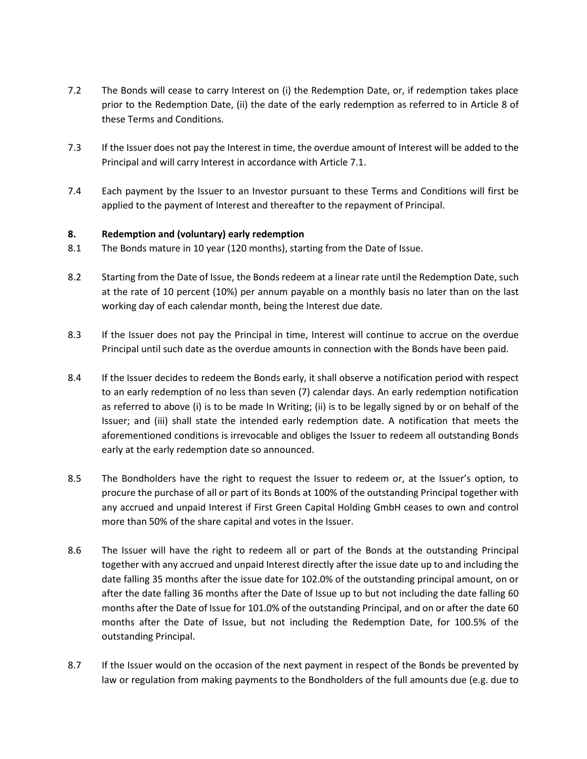7.2 The Bonds will cease to carry Interest on (i) the Redemption Date, or, if redemption takes place prior to the Redemption Date, (ii) the date of the early redemption as referred to in Article 8 of these Terms and Conditions.

7.3 If the Issuer does not pay the Interest in time, the overdue amount of Interest will be added to the Principal and will carry Interest in accordance with Article 7.1.

7.4 Each payment by the Issuer to an Investor pursuant to these Terms and Conditions will first be applied to the payment of Interest and thereafter to the repayment of Principal.

**8. Redemption and (voluntary) early redemption**

8.1 The Bonds mature in 10 year (120 months), starting from the Date of Issue.

8.2 Starting from the Date of Issue, the Bonds redeem at a linear rate until the Redemption Date, such at the rate of 10 percent (10%) per annum payable on a monthly basis no later than on the last working day of each calendar month, being the Interest due date.

8.3 If the Issuer does not pay the Principal in time, Interest will continue to accrue on the overdue Principal until such date as the overdue amounts in connection with the Bonds have been paid.

8.4 If the Issuer decides to redeem the Bonds early, it shall observe a notification period with respect to an early redemption of no less than seven (7) calendar days. An early redemption notification as referred to above (i) is to be made In Writing; (ii) is to be legally signed by or on behalf of the Issuer; and (iii) shall state the intended early redemption date. A notification that meets the aforementioned conditions is irrevocable and obliges the Issuer to redeem all outstanding Bonds early at the early redemption date so announced.

8.5 The Bondholders have the right to request the Issuer to redeem or, at the Issuer's option, to procure the purchase of all or part of its Bonds at 100% of the outstanding Principal together with any accrued and unpaid Interest if First Green Capital Holding GmbH ceases to own and control more than 50% of the share capital and votes in the Issuer.

8.6 The Issuer will have the right to redeem all or part of the Bonds at the outstanding Principal together with any accrued and unpaid Interest directly after the issue date up to and including the date falling 35 months after the issue date for 102.0% of the outstanding principal amount, on or after the date falling 36 months after the Date of Issue up to but not including the date falling 60 months after the Date of Issue for 101.0% of the outstanding Principal, and on or after the date 60 months after the Date of Issue, but not including the Redemption Date, for 100.5% of the outstanding Principal.

8.7 If the Issuer would on the occasion of the next payment in respect of the Bonds be prevented by law or regulation from making payments to the Bondholders of the full amounts due (e.g. due to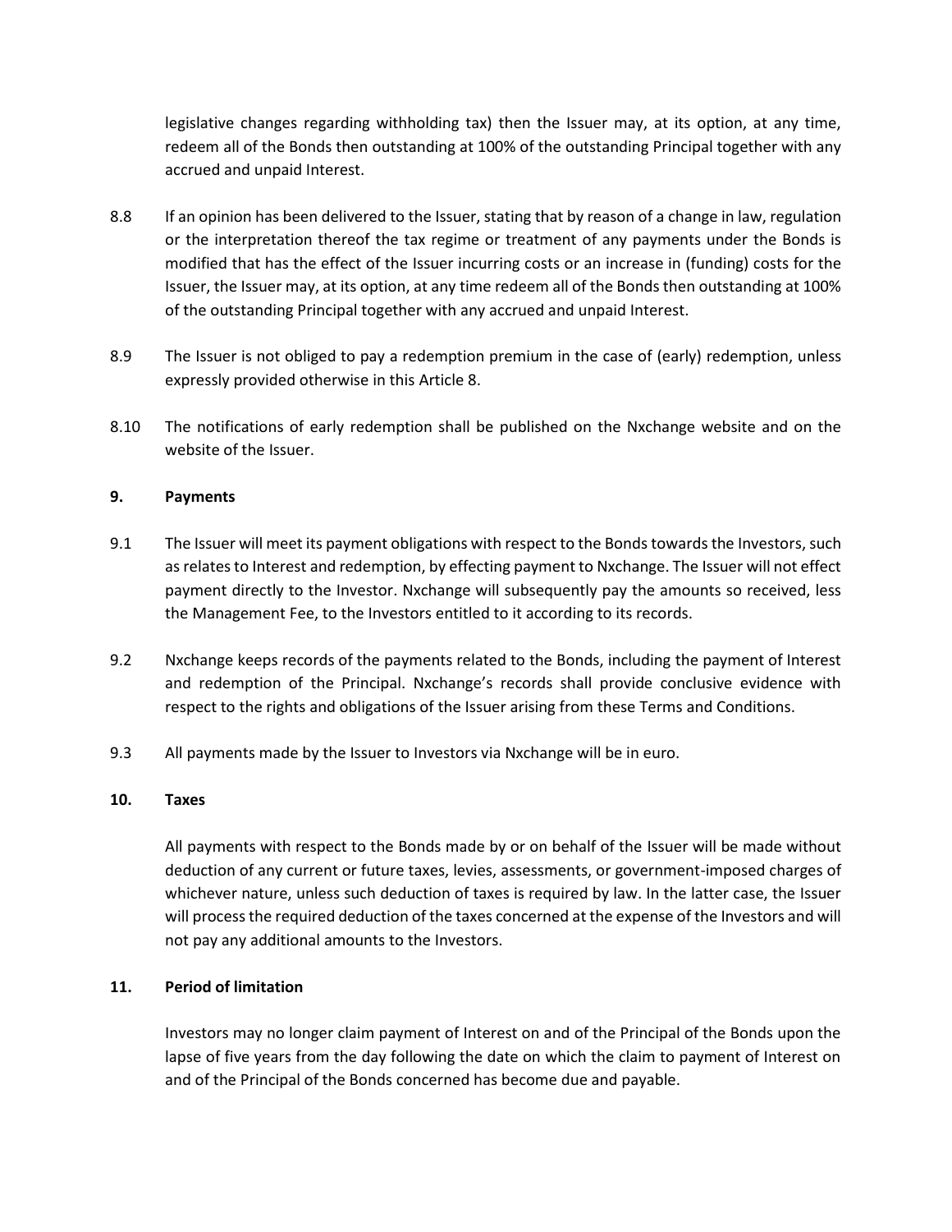legislative changes regarding withholding tax) then the Issuer may, at its option, at any time, redeem all of the Bonds then outstanding at 100% of the outstanding Principal together with any accrued and unpaid Interest.

8.8 If an opinion has been delivered to the Issuer, stating that by reason of a change in law, regulation or the interpretation thereof the tax regime or treatment of any payments under the Bonds is modified that has the effect of the Issuer incurring costs or an increase in (funding) costs for the Issuer, the Issuer may, at its option, at any time redeem all of the Bonds then outstanding at 100% of the outstanding Principal together with any accrued and unpaid Interest.

8.9 The Issuer is not obliged to pay a redemption premium in the case of (early) redemption, unless expressly provided otherwise in this Article 8.

8.10 The notifications of early redemption shall be published on the Nxchange website and on the website of the Issuer.

## 9. Payments

9.1 The Issuer will meet its payment obligations with respect to the Bonds towards the Investors, such as relates to Interest and redemption, by effecting payment to Nxchange. The Issuer will not effect payment directly to the Investor. Nxchange will subsequently pay the amounts so received, less the Management Fee, to the Investors entitled to it according to its records.

9.2 Nxchange keeps records of the payments related to the Bonds, including the payment of Interest and redemption of the Principal. Nxchange's records shall provide conclusive evidence with respect to the rights and obligations of the Issuer arising from these Terms and Conditions.

9.3 All payments made by the Issuer to Investors via Nxchange will be in euro.

## 10. Taxes

All payments with respect to the Bonds made by or on behalf of the Issuer will be made without deduction of any current or future taxes, levies, assessments, or government-imposed charges of whichever nature, unless such deduction of taxes is required by law. In the latter case, the Issuer will process the required deduction of the taxes concerned at the expense of the Investors and will not pay any additional amounts to the Investors.

## 11. Period of limitation

Investors may no longer claim payment of Interest on and of the Principal of the Bonds upon the lapse of five years from the day following the date on which the claim to payment of Interest on and of the Principal of the Bonds concerned has become due and payable.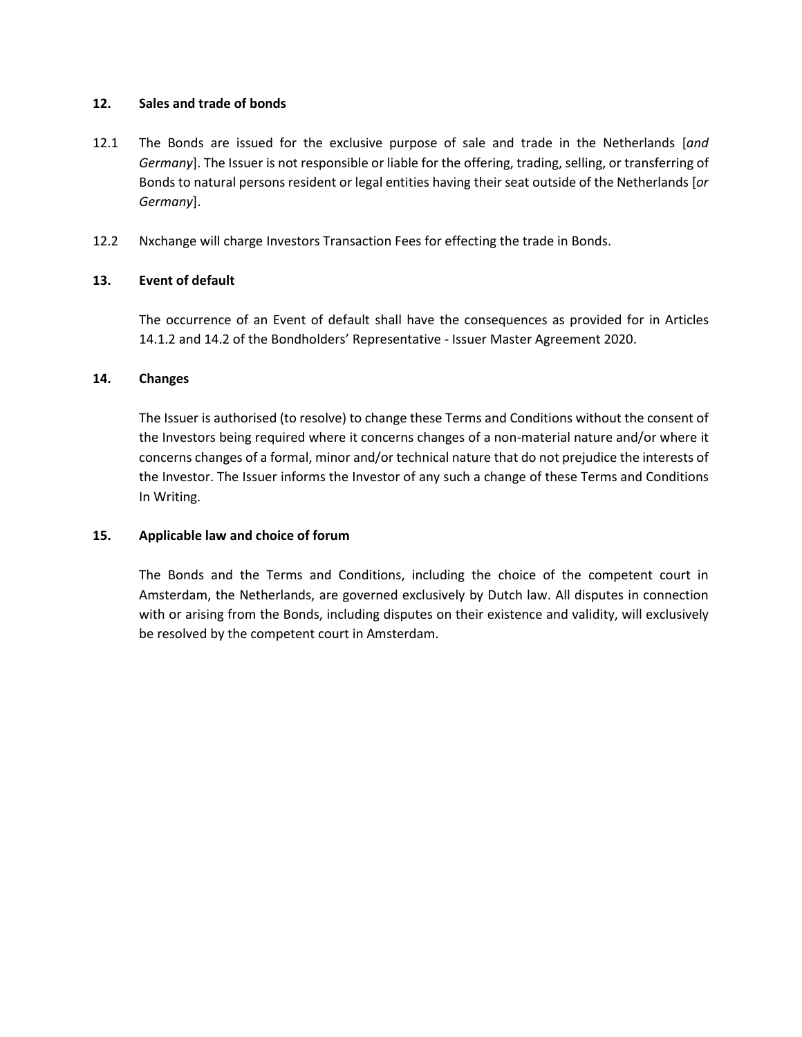## 12. Sales and trade of bonds

12.1 The Bonds are issued for the exclusive purpose of sale and trade in the Netherlands [*and Germany*]. The Issuer is not responsible or liable for the offering, trading, selling, or transferring of Bonds to natural persons resident or legal entities having their seat outside of the Netherlands [*or Germany*].

12.2 Nxchange will charge Investors Transaction Fees for effecting the trade in Bonds.

## 13. Event of default

The occurrence of an Event of default shall have the consequences as provided for in Articles 14.1.2 and 14.2 of the Bondholders' Representative - Issuer Master Agreement 2020.

## 14. Changes

The Issuer is authorised (to resolve) to change these Terms and Conditions without the consent of the Investors being required where it concerns changes of a non-material nature and/or where it concerns changes of a formal, minor and/or technical nature that do not prejudice the interests of the Investor. The Issuer informs the Investor of any such a change of these Terms and Conditions In Writing.

## 15. Applicable law and choice of forum

The Bonds and the Terms and Conditions, including the choice of the competent court in Amsterdam, the Netherlands, are governed exclusively by Dutch law. All disputes in connection with or arising from the Bonds, including disputes on their existence and validity, will exclusively be resolved by the competent court in Amsterdam.